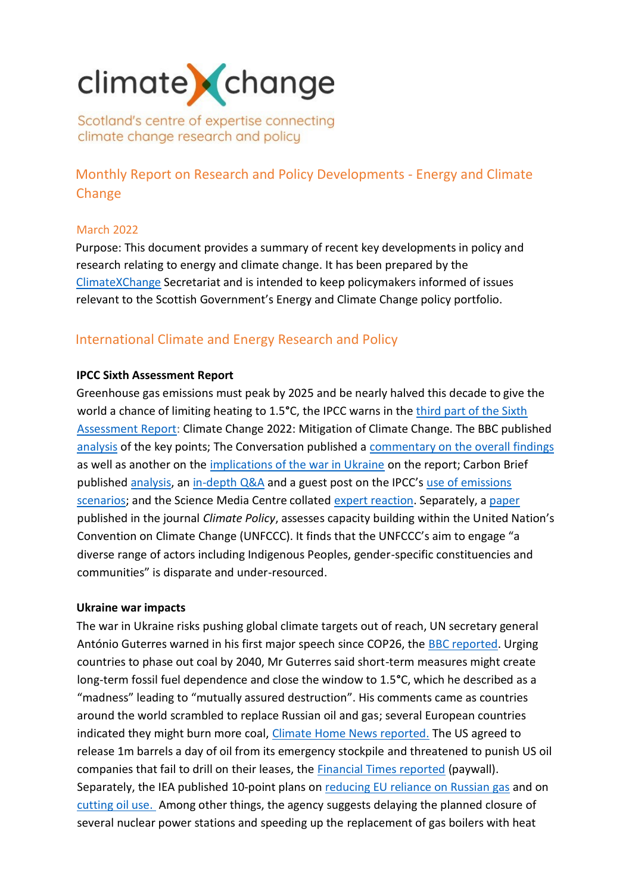climate change

Scotland's centre of expertise connecting climate change research and policy

## Monthly Report on Research and Policy Developments - Energy and Climate Change

March 2022

Purpose: This document provides a summary of recent key developments in policy and research relating to energy and climate change. It has been prepared by the ClimateXChange Secretariat and is intended to keep policymakers informed of issues relevant to the Scottish Government's Energy and Climate Change policy portfolio.

## International Climate and Energy Research and Policy

**IPCC Sixth Assessment Report**

Greenhouse gas emissions must peak by 2025 and be nearly halved this decade to give the world a chance of limiting heating to 1.5°C, the IPCC warns in the third part of the Sixth Assessment Report: Climate Change 2022: Mitigation of Climate Change. The BBC published analysis of the key points; The Conversation published a commentary on the overall findings as well as another on the implications of the war in Ukraine on the report; Carbon Brief published analysis, an in-depth Q&A and a guest post on the IPCC's use of emissions scenarios; and the Science Media Centre collated expert reaction. Separately, a paper published in the journal *Climate Policy*, assesses capacity building within the United Nation's Convention on Climate Change (UNFCCC). It finds that the UNFCCC's aim to engage "a diverse range of actors including Indigenous Peoples, gender-specific constituencies and communities" is disparate and under-resourced.

**Ukraine war impacts**

The war in Ukraine risks pushing global climate targets out of reach, UN secretary general António Guterres warned in his first major speech since COP26, the BBC reported. Urging countries to phase out coal by 2040, Mr Guterres said short-term measures might create long-term fossil fuel dependence and close the window to 1.5°C, which he described as a "madness" leading to "mutually assured destruction". His comments came as countries around the world scrambled to replace Russian oil and gas; several European countries indicated they might burn more coal, Climate Home News reported. The US agreed to release 1m barrels a day of oil from its emergency stockpile and threatened to punish US oil companies that fail to drill on their leases, the Financial Times reported (paywall). Separately, the IEA published 10-point plans on reducing EU reliance on Russian gas and on cutting oil use. Among other things, the agency suggests delaying the planned closure of several nuclear power stations and speeding up the replacement of gas boilers with heat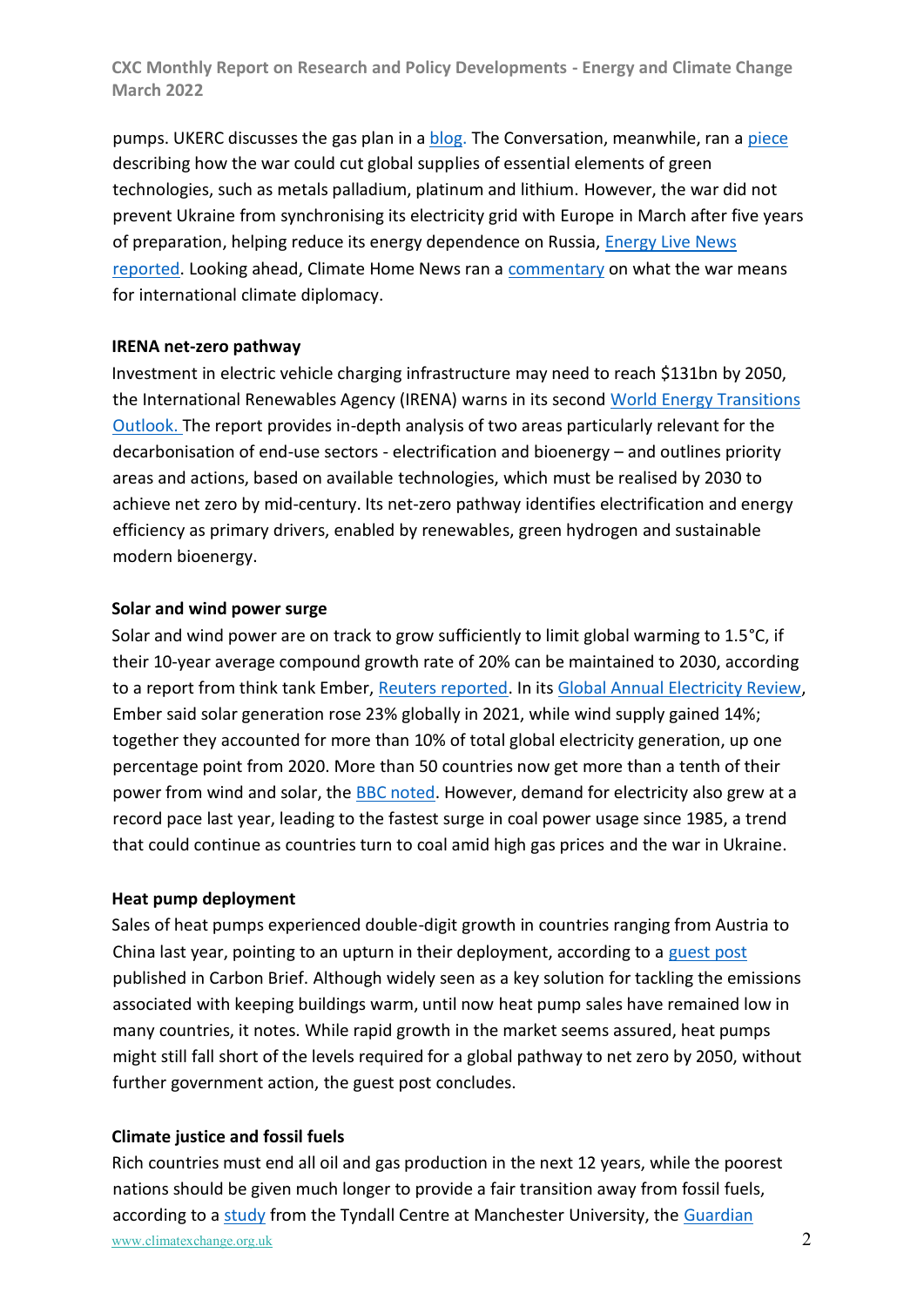pumps. UKERC discusses the gas plan in a blog. The Conversation, meanwhile, ran a piece describing how the war could cut global supplies of essential elements of green technologies, such as metals palladium, platinum and lithium. However, the war did not prevent Ukraine from synchronising its electricity grid with Europe in March after five years of preparation, helping reduce its energy dependence on Russia, Energy Live News reported. Looking ahead, Climate Home News ran a commentary on what the war means for international climate diplomacy.

**IRENA net-zero pathway**

Investment in electric vehicle charging infrastructure may need to reach $131bn by 2050, the International Renewables Agency (IRENA) warns in its second World Energy Transitions Outlook. The report provides in-depth analysis of two areas particularly relevant for the decarbonisation of end-use sectors - electrification and bioenergy – and outlines priority areas and actions, based on available technologies, which must be realised by 2030 to achieve net zero by mid-century. Its net-zero pathway identifies electrification and energy efficiency as primary drivers, enabled by renewables, green hydrogen and sustainable modern bioenergy.

**Solar and wind power surge**

Solar and wind power are on track to grow sufficiently to limit global warming to 1.5°C, if their 10-year average compound growth rate of 20% can be maintained to 2030, according to a report from think tank Ember, Reuters reported. In its Global Annual Electricity Review, Ember said solar generation rose 23% globally in 2021, while wind supply gained 14%; together they accounted for more than 10% of total global electricity generation, up one percentage point from 2020. More than 50 countries now get more than a tenth of their power from wind and solar, the BBC noted. However, demand for electricity also grew at a record pace last year, leading to the fastest surge in coal power usage since 1985, a trend that could continue as countries turn to coal amid high gas prices and the war in Ukraine.

**Heat pump deployment**

Sales of heat pumps experienced double-digit growth in countries ranging from Austria to China last year, pointing to an upturn in their deployment, according to a guest post published in Carbon Brief. Although widely seen as a key solution for tackling the emissions associated with keeping buildings warm, until now heat pump sales have remained low in many countries, it notes. While rapid growth in the market seems assured, heat pumps might still fall short of the levels required for a global pathway to net zero by 2050, without further government action, the guest post concludes.

**Climate justice and fossil fuels**

Rich countries must end all oil and gas production in the next 12 years, while the poorest nations should be given much longer to provide a fair transition away from fossil fuels, according to a study from the Tyndall Centre at Manchester University, the Guardian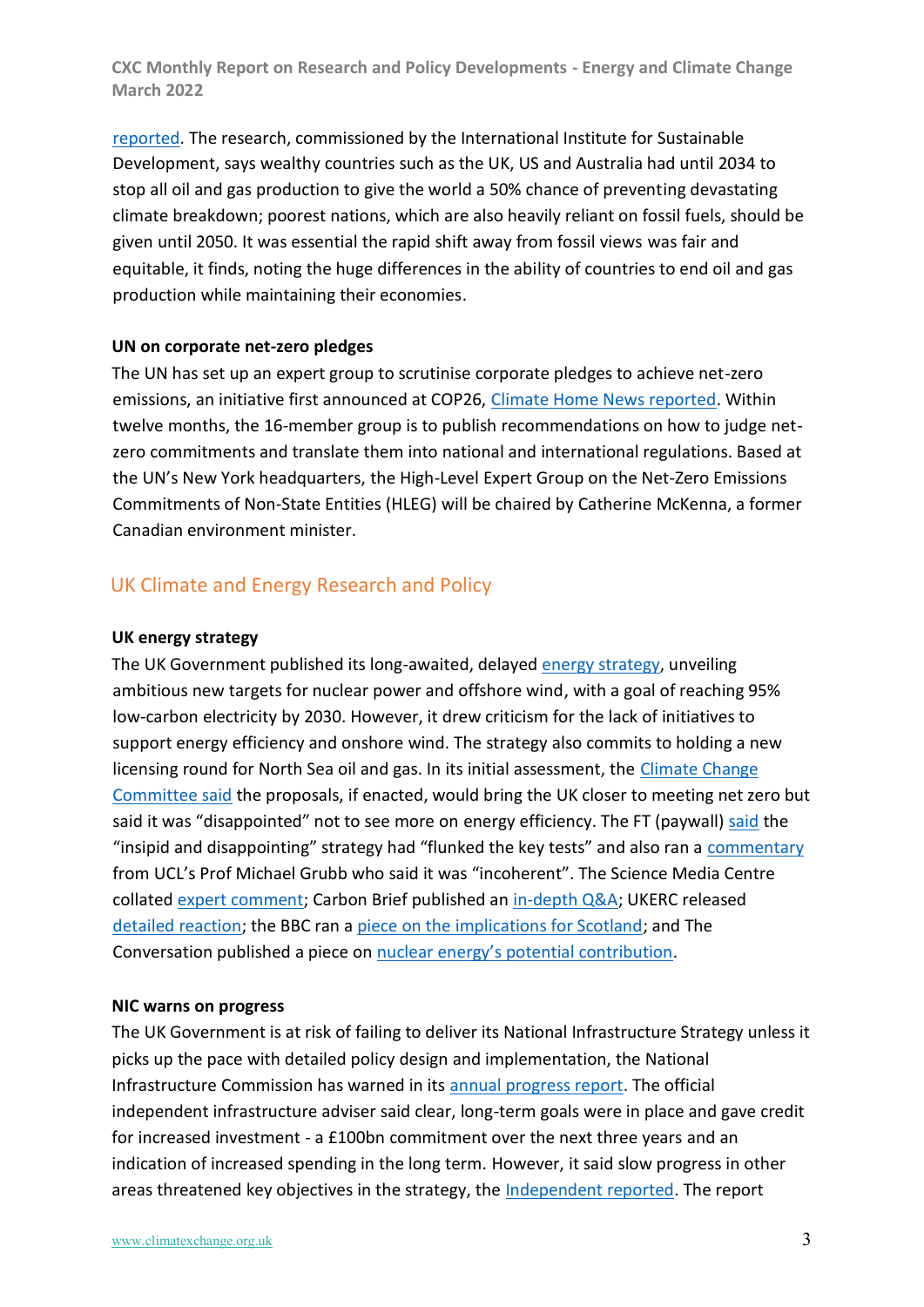reported. The research, commissioned by the International Institute for Sustainable Development, says wealthy countries such as the UK, US and Australia had until 2034 to stop all oil and gas production to give the world a 50% chance of preventing devastating climate breakdown; poorest nations, which are also heavily reliant on fossil fuels, should be given until 2050. It was essential the rapid shift away from fossil views was fair and equitable, it finds, noting the huge differences in the ability of countries to end oil and gas production while maintaining their economies.

**UN on corporate net-zero pledges**

The UN has set up an expert group to scrutinise corporate pledges to achieve net-zero emissions, an initiative first announced at COP26, Climate Home News reported. Within twelve months, the 16-member group is to publish recommendations on how to judge net-zero commitments and translate them into national and international regulations. Based at the UN's New York headquarters, the High-Level Expert Group on the Net-Zero Emissions Commitments of Non-State Entities (HLEG) will be chaired by Catherine McKenna, a former Canadian environment minister.

## UK Climate and Energy Research and Policy

**UK energy strategy**

The UK Government published its long-awaited, delayed energy strategy, unveiling ambitious new targets for nuclear power and offshore wind, with a goal of reaching 95% low-carbon electricity by 2030. However, it drew criticism for the lack of initiatives to support energy efficiency and onshore wind. The strategy also commits to holding a new licensing round for North Sea oil and gas. In its initial assessment, the Climate Change Committee said the proposals, if enacted, would bring the UK closer to meeting net zero but said it was "disappointed" not to see more on energy efficiency. The FT (paywall) said the "insipid and disappointing" strategy had "flunked the key tests" and also ran a commentary from UCL's Prof Michael Grubb who said it was "incoherent". The Science Media Centre collated expert comment; Carbon Brief published an in-depth Q&A; UKERC released detailed reaction; the BBC ran a piece on the implications for Scotland; and The Conversation published a piece on nuclear energy's potential contribution.

**NIC warns on progress**

The UK Government is at risk of failing to deliver its National Infrastructure Strategy unless it picks up the pace with detailed policy design and implementation, the National Infrastructure Commission has warned in its annual progress report. The official independent infrastructure adviser said clear, long-term goals were in place and gave credit for increased investment - a £100bn commitment over the next three years and an indication of increased spending in the long term. However, it said slow progress in other areas threatened key objectives in the strategy, the Independent reported. The report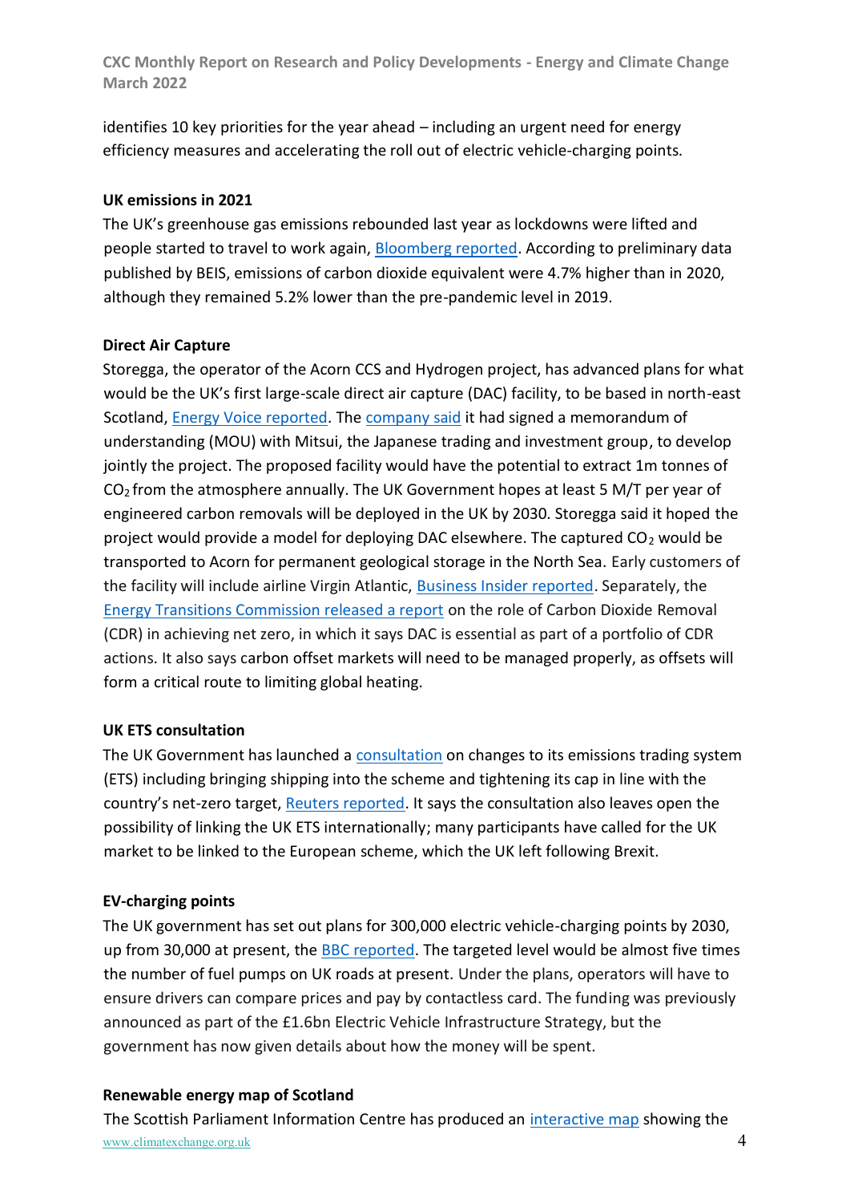identifies 10 key priorities for the year ahead – including an urgent need for energy efficiency measures and accelerating the roll out of electric vehicle-charging points.

**UK emissions in 2021**

The UK's greenhouse gas emissions rebounded last year as lockdowns were lifted and people started to travel to work again, Bloomberg reported. According to preliminary data published by BEIS, emissions of carbon dioxide equivalent were 4.7% higher than in 2020, although they remained 5.2% lower than the pre-pandemic level in 2019.

**Direct Air Capture**

Storegga, the operator of the Acorn CCS and Hydrogen project, has advanced plans for what would be the UK's first large-scale direct air capture (DAC) facility, to be based in north-east Scotland, Energy Voice reported. The company said it had signed a memorandum of understanding (MOU) with Mitsui, the Japanese trading and investment group, to develop jointly the project. The proposed facility would have the potential to extract 1m tonnes of $CO_2$ from the atmosphere annually. The UK Government hopes at least 5 M/T per year of engineered carbon removals will be deployed in the UK by 2030. Storegga said it hoped the project would provide a model for deploying DAC elsewhere. The captured $CO_2$ would be transported to Acorn for permanent geological storage in the North Sea. Early customers of the facility will include airline Virgin Atlantic, Business Insider reported. Separately, the Energy Transitions Commission released a report on the role of Carbon Dioxide Removal (CDR) in achieving net zero, in which it says DAC is essential as part of a portfolio of CDR actions. It also says carbon offset markets will need to be managed properly, as offsets will form a critical route to limiting global heating.

**UK ETS consultation**

The UK Government has launched a consultation on changes to its emissions trading system (ETS) including bringing shipping into the scheme and tightening its cap in line with the country's net-zero target, Reuters reported. It says the consultation also leaves open the possibility of linking the UK ETS internationally; many participants have called for the UK market to be linked to the European scheme, which the UK left following Brexit.

**EV-charging points**

The UK government has set out plans for 300,000 electric vehicle-charging points by 2030, up from 30,000 at present, the BBC reported. The targeted level would be almost five times the number of fuel pumps on UK roads at present. Under the plans, operators will have to ensure drivers can compare prices and pay by contactless card. The funding was previously announced as part of the £1.6bn Electric Vehicle Infrastructure Strategy, but the government has now given details about how the money will be spent.

**Renewable energy map of Scotland**

The Scottish Parliament Information Centre has produced an interactive map showing the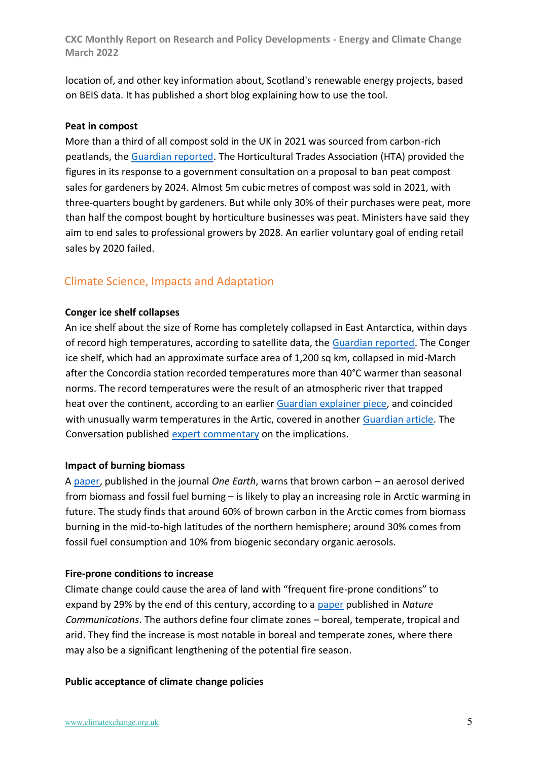location of, and other key information about, Scotland's renewable energy projects, based on BEIS data. It has published a short blog explaining how to use the tool.

**Peat in compost**

More than a third of all compost sold in the UK in 2021 was sourced from carbon-rich peatlands, the Guardian reported. The Horticultural Trades Association (HTA) provided the figures in its response to a government consultation on a proposal to ban peat compost sales for gardeners by 2024. Almost 5m cubic metres of compost was sold in 2021, with three-quarters bought by gardeners. But while only 30% of their purchases were peat, more than half the compost bought by horticulture businesses was peat. Ministers have said they aim to end sales to professional growers by 2028. An earlier voluntary goal of ending retail sales by 2020 failed.

## Climate Science, Impacts and Adaptation

**Conger ice shelf collapses**

An ice shelf about the size of Rome has completely collapsed in East Antarctica, within days of record high temperatures, according to satellite data, the Guardian reported. The Conger ice shelf, which had an approximate surface area of 1,200 sq km, collapsed in mid-March after the Concordia station recorded temperatures more than 40°C warmer than seasonal norms. The record temperatures were the result of an atmospheric river that trapped heat over the continent, according to an earlier Guardian explainer piece, and coincided with unusually warm temperatures in the Artic, covered in another Guardian article. The Conversation published expert commentary on the implications.

**Impact of burning biomass**

A paper, published in the journal *One Earth*, warns that brown carbon – an aerosol derived from biomass and fossil fuel burning – is likely to play an increasing role in Arctic warming in future. The study finds that around 60% of brown carbon in the Arctic comes from biomass burning in the mid-to-high latitudes of the northern hemisphere; around 30% comes from fossil fuel consumption and 10% from biogenic secondary organic aerosols.

**Fire-prone conditions to increase**

Climate change could cause the area of land with "frequent fire-prone conditions" to expand by 29% by the end of this century, according to a paper published in *Nature Communications*. The authors define four climate zones – boreal, temperate, tropical and arid. They find the increase is most notable in boreal and temperate zones, where there may also be a significant lengthening of the potential fire season.

**Public acceptance of climate change policies**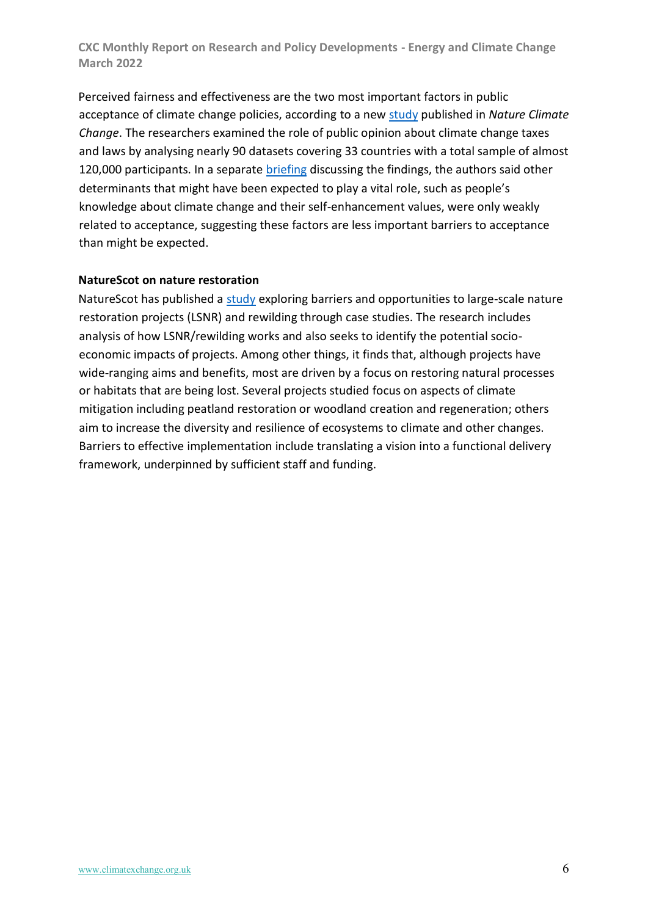Perceived fairness and effectiveness are the two most important factors in public acceptance of climate change policies, according to a new study published in *Nature Climate Change*. The researchers examined the role of public opinion about climate change taxes and laws by analysing nearly 90 datasets covering 33 countries with a total sample of almost 120,000 participants. In a separate briefing discussing the findings, the authors said other determinants that might have been expected to play a vital role, such as people's knowledge about climate change and their self-enhancement values, were only weakly related to acceptance, suggesting these factors are less important barriers to acceptance than might be expected.

**NatureScot on nature restoration**

NatureScot has published a study exploring barriers and opportunities to large-scale nature restoration projects (LSNR) and rewilding through case studies. The research includes analysis of how LSNR/rewilding works and also seeks to identify the potential socio-economic impacts of projects. Among other things, it finds that, although projects have wide-ranging aims and benefits, most are driven by a focus on restoring natural processes or habitats that are being lost. Several projects studied focus on aspects of climate mitigation including peatland restoration or woodland creation and regeneration; others aim to increase the diversity and resilience of ecosystems to climate and other changes. Barriers to effective implementation include translating a vision into a functional delivery framework, underpinned by sufficient staff and funding.